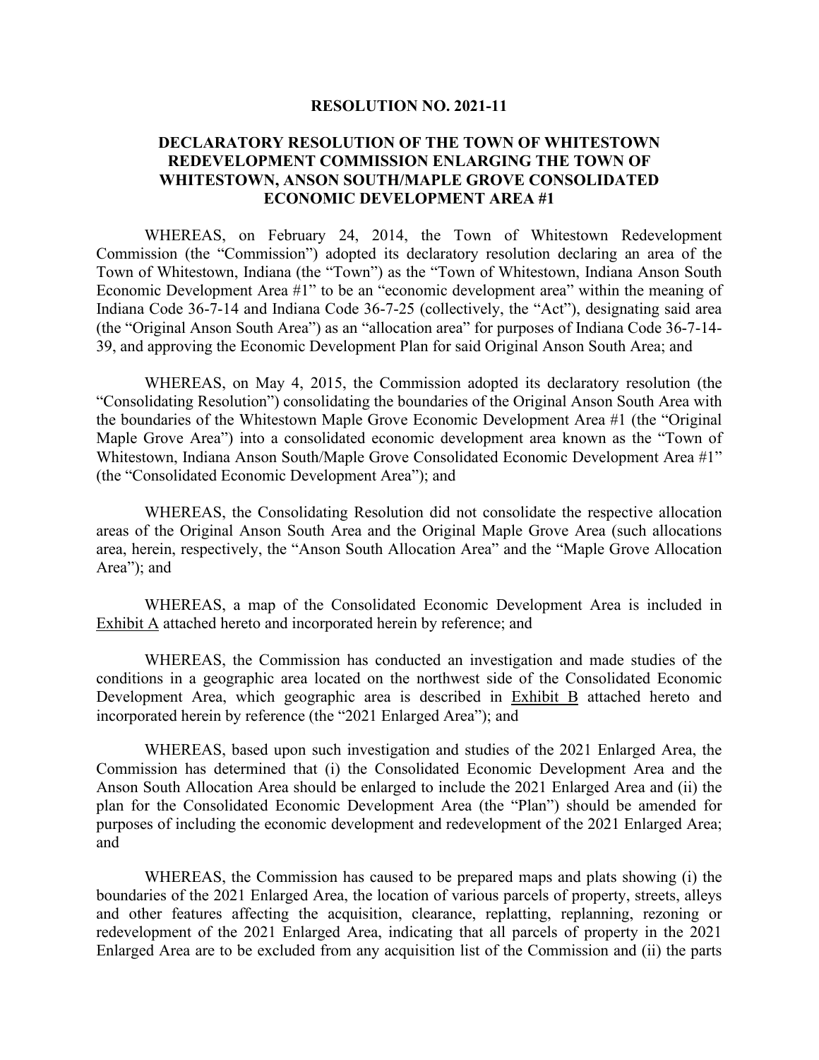**RESOLUTION NO. 2021-11**

**DECLARATORY RESOLUTION OF THE TOWN OF WHITESTOWN REDEVELOPMENT COMMISSION ENLARGING THE TOWN OF WHITESTOWN, ANSON SOUTH/MAPLE GROVE CONSOLIDATED ECONOMIC DEVELOPMENT AREA #1**

WHEREAS, on February 24, 2014, the Town of Whitestown Redevelopment Commission (the "Commission") adopted its declaratory resolution declaring an area of the Town of Whitestown, Indiana (the "Town") as the "Town of Whitestown, Indiana Anson South Economic Development Area #1" to be an "economic development area" within the meaning of Indiana Code 36-7-14 and Indiana Code 36-7-25 (collectively, the "Act"), designating said area (the "Original Anson South Area") as an "allocation area" for purposes of Indiana Code 36-7-14-39, and approving the Economic Development Plan for said Original Anson South Area; and

WHEREAS, on May 4, 2015, the Commission adopted its declaratory resolution (the "Consolidating Resolution") consolidating the boundaries of the Original Anson South Area with the boundaries of the Whitestown Maple Grove Economic Development Area #1 (the "Original Maple Grove Area") into a consolidated economic development area known as the "Town of Whitestown, Indiana Anson South/Maple Grove Consolidated Economic Development Area #1" (the "Consolidated Economic Development Area"); and

WHEREAS, the Consolidating Resolution did not consolidate the respective allocation areas of the Original Anson South Area and the Original Maple Grove Area (such allocations area, herein, respectively, the "Anson South Allocation Area" and the "Maple Grove Allocation Area"); and

WHEREAS, a map of the Consolidated Economic Development Area is included in Exhibit A attached hereto and incorporated herein by reference; and

WHEREAS, the Commission has conducted an investigation and made studies of the conditions in a geographic area located on the northwest side of the Consolidated Economic Development Area, which geographic area is described in Exhibit B attached hereto and incorporated herein by reference (the "2021 Enlarged Area"); and

WHEREAS, based upon such investigation and studies of the 2021 Enlarged Area, the Commission has determined that (i) the Consolidated Economic Development Area and the Anson South Allocation Area should be enlarged to include the 2021 Enlarged Area and (ii) the plan for the Consolidated Economic Development Area (the "Plan") should be amended for purposes of including the economic development and redevelopment of the 2021 Enlarged Area; and

WHEREAS, the Commission has caused to be prepared maps and plats showing (i) the boundaries of the 2021 Enlarged Area, the location of various parcels of property, streets, alleys and other features affecting the acquisition, clearance, replatting, replanning, rezoning or redevelopment of the 2021 Enlarged Area, indicating that all parcels of property in the 2021 Enlarged Area are to be excluded from any acquisition list of the Commission and (ii) the parts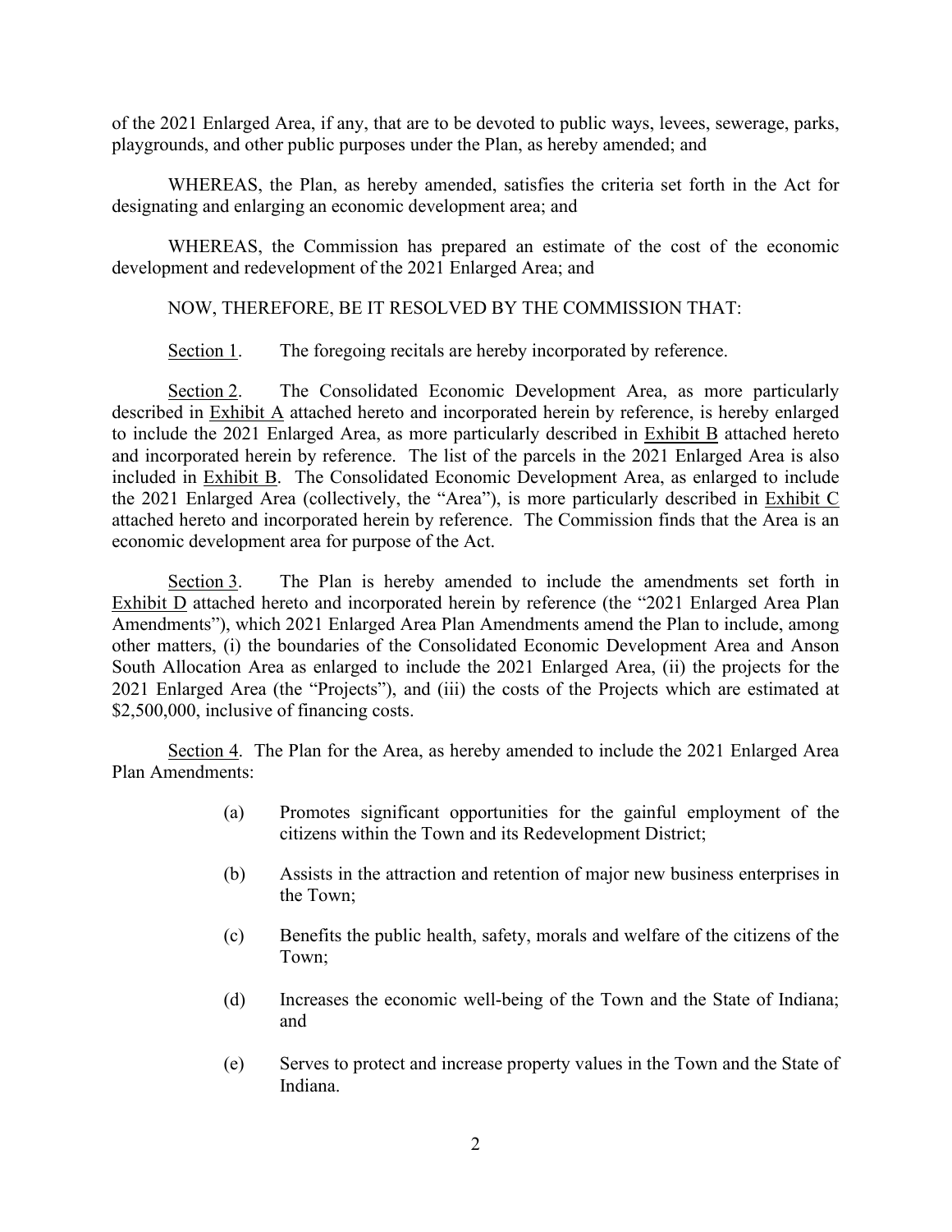of the 2021 Enlarged Area, if any, that are to be devoted to public ways, levees, sewerage, parks, playgrounds, and other public purposes under the Plan, as hereby amended; and

WHEREAS, the Plan, as hereby amended, satisfies the criteria set forth in the Act for designating and enlarging an economic development area; and

WHEREAS, the Commission has prepared an estimate of the cost of the economic development and redevelopment of the 2021 Enlarged Area; and

NOW, THEREFORE, BE IT RESOLVED BY THE COMMISSION THAT:

Section 1. The foregoing recitals are hereby incorporated by reference.

Section 2. The Consolidated Economic Development Area, as more particularly described in Exhibit A attached hereto and incorporated herein by reference, is hereby enlarged to include the 2021 Enlarged Area, as more particularly described in Exhibit B attached hereto and incorporated herein by reference. The list of the parcels in the 2021 Enlarged Area is also included in Exhibit B. The Consolidated Economic Development Area, as enlarged to include the 2021 Enlarged Area (collectively, the "Area"), is more particularly described in Exhibit C attached hereto and incorporated herein by reference. The Commission finds that the Area is an economic development area for purpose of the Act.

Section 3. The Plan is hereby amended to include the amendments set forth in Exhibit D attached hereto and incorporated herein by reference (the "2021 Enlarged Area Plan Amendments"), which 2021 Enlarged Area Plan Amendments amend the Plan to include, among other matters, (i) the boundaries of the Consolidated Economic Development Area and Anson South Allocation Area as enlarged to include the 2021 Enlarged Area, (ii) the projects for the 2021 Enlarged Area (the "Projects"), and (iii) the costs of the Projects which are estimated at $2,500,000, inclusive of financing costs.

Section 4. The Plan for the Area, as hereby amended to include the 2021 Enlarged Area Plan Amendments:

(a) Promotes significant opportunities for the gainful employment of the citizens within the Town and its Redevelopment District;

(b) Assists in the attraction and retention of major new business enterprises in the Town;

(c) Benefits the public health, safety, morals and welfare of the citizens of the Town;

(d) Increases the economic well-being of the Town and the State of Indiana; and

(e) Serves to protect and increase property values in the Town and the State of Indiana.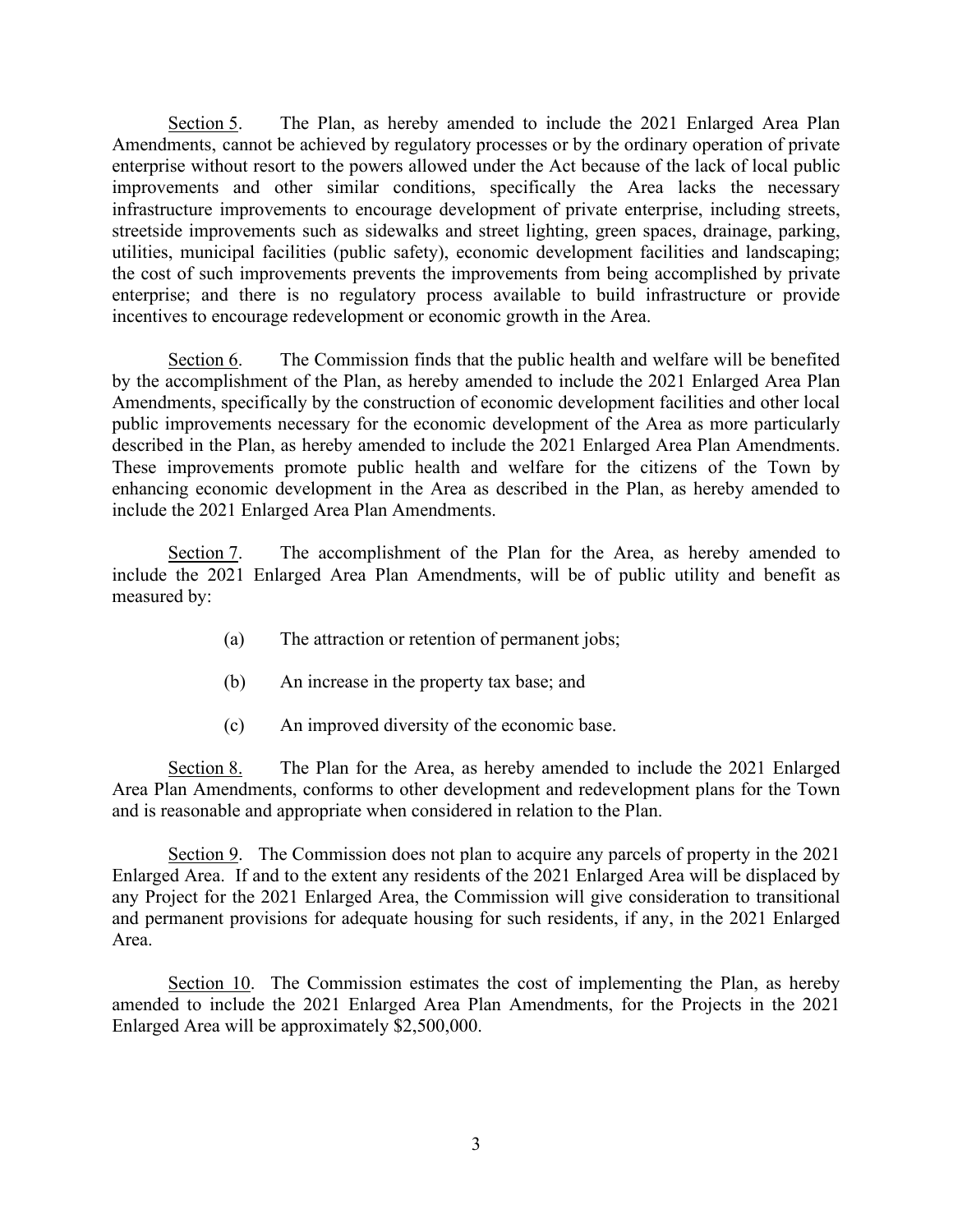Section 5. The Plan, as hereby amended to include the 2021 Enlarged Area Plan Amendments, cannot be achieved by regulatory processes or by the ordinary operation of private enterprise without resort to the powers allowed under the Act because of the lack of local public improvements and other similar conditions, specifically the Area lacks the necessary infrastructure improvements to encourage development of private enterprise, including streets, streetside improvements such as sidewalks and street lighting, green spaces, drainage, parking, utilities, municipal facilities (public safety), economic development facilities and landscaping; the cost of such improvements prevents the improvements from being accomplished by private enterprise; and there is no regulatory process available to build infrastructure or provide incentives to encourage redevelopment or economic growth in the Area.

Section 6. The Commission finds that the public health and welfare will be benefited by the accomplishment of the Plan, as hereby amended to include the 2021 Enlarged Area Plan Amendments, specifically by the construction of economic development facilities and other local public improvements necessary for the economic development of the Area as more particularly described in the Plan, as hereby amended to include the 2021 Enlarged Area Plan Amendments. These improvements promote public health and welfare for the citizens of the Town by enhancing economic development in the Area as described in the Plan, as hereby amended to include the 2021 Enlarged Area Plan Amendments.

Section 7. The accomplishment of the Plan for the Area, as hereby amended to include the 2021 Enlarged Area Plan Amendments, will be of public utility and benefit as measured by:

(a) The attraction or retention of permanent jobs;

(b) An increase in the property tax base; and

(c) An improved diversity of the economic base.

Section 8. The Plan for the Area, as hereby amended to include the 2021 Enlarged Area Plan Amendments, conforms to other development and redevelopment plans for the Town and is reasonable and appropriate when considered in relation to the Plan.

Section 9. The Commission does not plan to acquire any parcels of property in the 2021 Enlarged Area. If and to the extent any residents of the 2021 Enlarged Area will be displaced by any Project for the 2021 Enlarged Area, the Commission will give consideration to transitional and permanent provisions for adequate housing for such residents, if any, in the 2021 Enlarged Area.

Section 10. The Commission estimates the cost of implementing the Plan, as hereby amended to include the 2021 Enlarged Area Plan Amendments, for the Projects in the 2021 Enlarged Area will be approximately $2,500,000.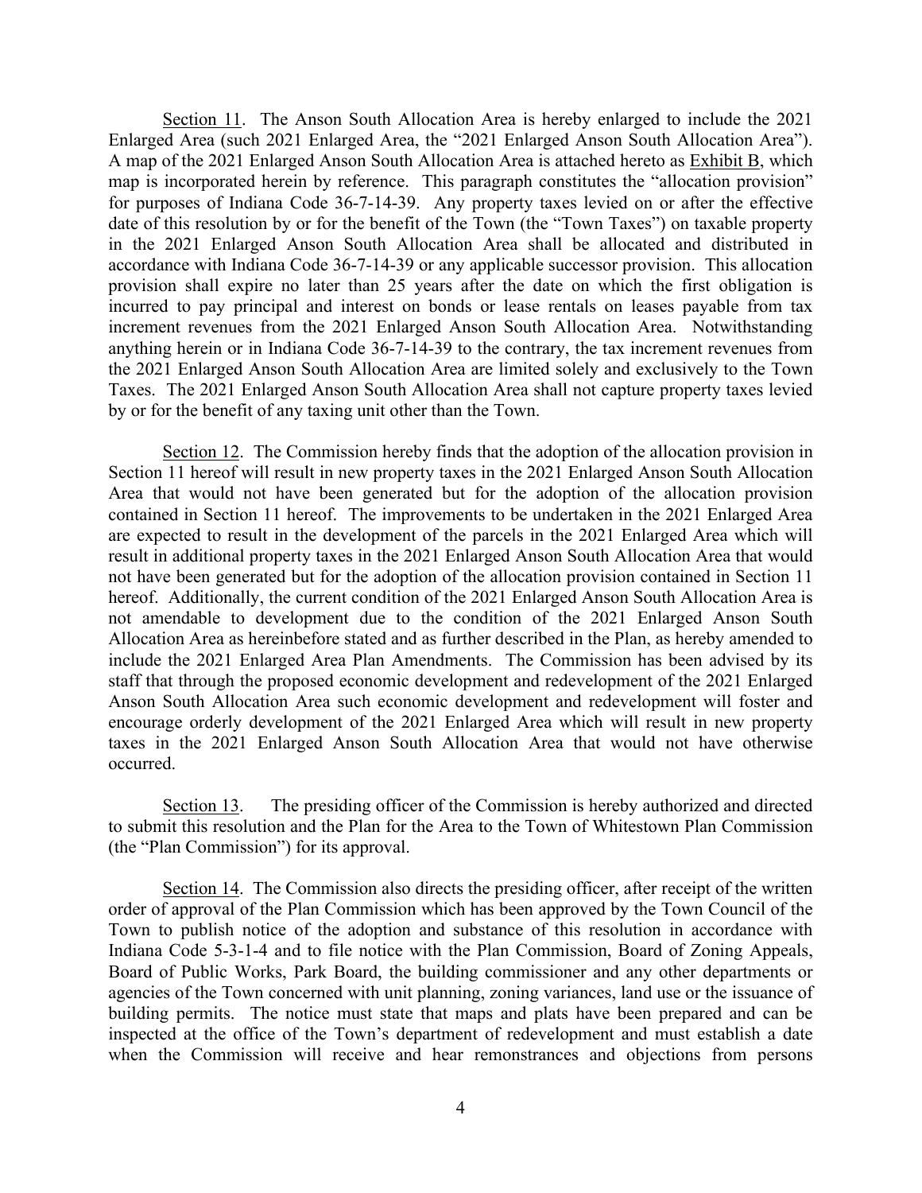Section 11. The Anson South Allocation Area is hereby enlarged to include the 2021 Enlarged Area (such 2021 Enlarged Area, the "2021 Enlarged Anson South Allocation Area"). A map of the 2021 Enlarged Anson South Allocation Area is attached hereto as Exhibit B, which map is incorporated herein by reference. This paragraph constitutes the "allocation provision" for purposes of Indiana Code 36-7-14-39. Any property taxes levied on or after the effective date of this resolution by or for the benefit of the Town (the "Town Taxes") on taxable property in the 2021 Enlarged Anson South Allocation Area shall be allocated and distributed in accordance with Indiana Code 36-7-14-39 or any applicable successor provision. This allocation provision shall expire no later than 25 years after the date on which the first obligation is incurred to pay principal and interest on bonds or lease rentals on leases payable from tax increment revenues from the 2021 Enlarged Anson South Allocation Area. Notwithstanding anything herein or in Indiana Code 36-7-14-39 to the contrary, the tax increment revenues from the 2021 Enlarged Anson South Allocation Area are limited solely and exclusively to the Town Taxes. The 2021 Enlarged Anson South Allocation Area shall not capture property taxes levied by or for the benefit of any taxing unit other than the Town.

Section 12. The Commission hereby finds that the adoption of the allocation provision in Section 11 hereof will result in new property taxes in the 2021 Enlarged Anson South Allocation Area that would not have been generated but for the adoption of the allocation provision contained in Section 11 hereof. The improvements to be undertaken in the 2021 Enlarged Area are expected to result in the development of the parcels in the 2021 Enlarged Area which will result in additional property taxes in the 2021 Enlarged Anson South Allocation Area that would not have been generated but for the adoption of the allocation provision contained in Section 11 hereof. Additionally, the current condition of the 2021 Enlarged Anson South Allocation Area is not amendable to development due to the condition of the 2021 Enlarged Anson South Allocation Area as hereinbefore stated and as further described in the Plan, as hereby amended to include the 2021 Enlarged Area Plan Amendments. The Commission has been advised by its staff that through the proposed economic development and redevelopment of the 2021 Enlarged Anson South Allocation Area such economic development and redevelopment will foster and encourage orderly development of the 2021 Enlarged Area which will result in new property taxes in the 2021 Enlarged Anson South Allocation Area that would not have otherwise occurred.

Section 13. The presiding officer of the Commission is hereby authorized and directed to submit this resolution and the Plan for the Area to the Town of Whitestown Plan Commission (the "Plan Commission") for its approval.

Section 14. The Commission also directs the presiding officer, after receipt of the written order of approval of the Plan Commission which has been approved by the Town Council of the Town to publish notice of the adoption and substance of this resolution in accordance with Indiana Code 5-3-1-4 and to file notice with the Plan Commission, Board of Zoning Appeals, Board of Public Works, Park Board, the building commissioner and any other departments or agencies of the Town concerned with unit planning, zoning variances, land use or the issuance of building permits. The notice must state that maps and plats have been prepared and can be inspected at the office of the Town's department of redevelopment and must establish a date when the Commission will receive and hear remonstrances and objections from persons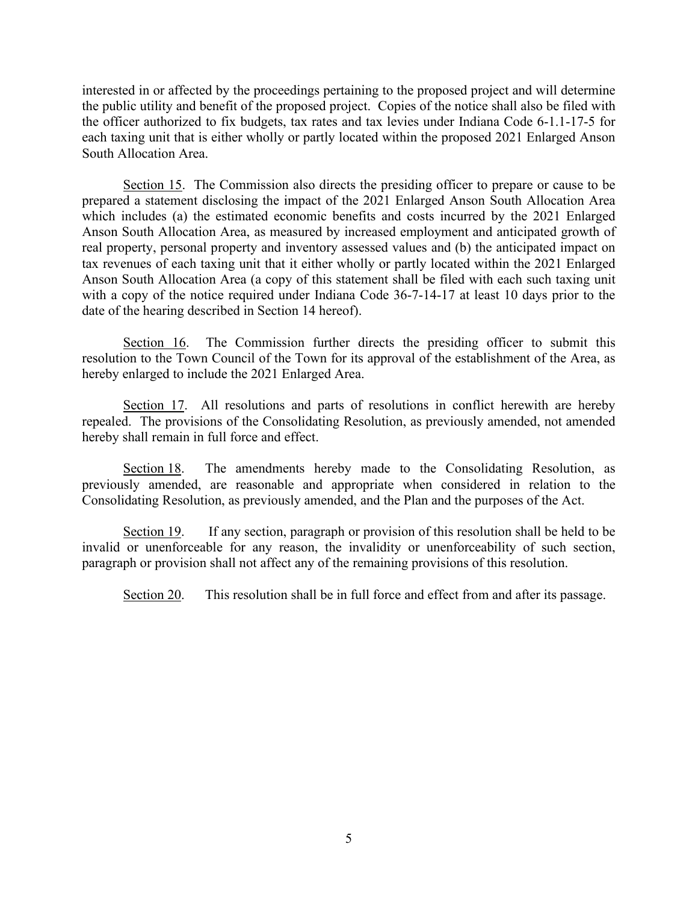interested in or affected by the proceedings pertaining to the proposed project and will determine the public utility and benefit of the proposed project. Copies of the notice shall also be filed with the officer authorized to fix budgets, tax rates and tax levies under Indiana Code 6-1.1-17-5 for each taxing unit that is either wholly or partly located within the proposed 2021 Enlarged Anson South Allocation Area.

Section 15. The Commission also directs the presiding officer to prepare or cause to be prepared a statement disclosing the impact of the 2021 Enlarged Anson South Allocation Area which includes (a) the estimated economic benefits and costs incurred by the 2021 Enlarged Anson South Allocation Area, as measured by increased employment and anticipated growth of real property, personal property and inventory assessed values and (b) the anticipated impact on tax revenues of each taxing unit that it either wholly or partly located within the 2021 Enlarged Anson South Allocation Area (a copy of this statement shall be filed with each such taxing unit with a copy of the notice required under Indiana Code 36-7-14-17 at least 10 days prior to the date of the hearing described in Section 14 hereof).

Section 16. The Commission further directs the presiding officer to submit this resolution to the Town Council of the Town for its approval of the establishment of the Area, as hereby enlarged to include the 2021 Enlarged Area.

Section 17. All resolutions and parts of resolutions in conflict herewith are hereby repealed. The provisions of the Consolidating Resolution, as previously amended, not amended hereby shall remain in full force and effect.

Section 18. The amendments hereby made to the Consolidating Resolution, as previously amended, are reasonable and appropriate when considered in relation to the Consolidating Resolution, as previously amended, and the Plan and the purposes of the Act.

Section 19. If any section, paragraph or provision of this resolution shall be held to be invalid or unenforceable for any reason, the invalidity or unenforceability of such section, paragraph or provision shall not affect any of the remaining provisions of this resolution.

Section 20. This resolution shall be in full force and effect from and after its passage.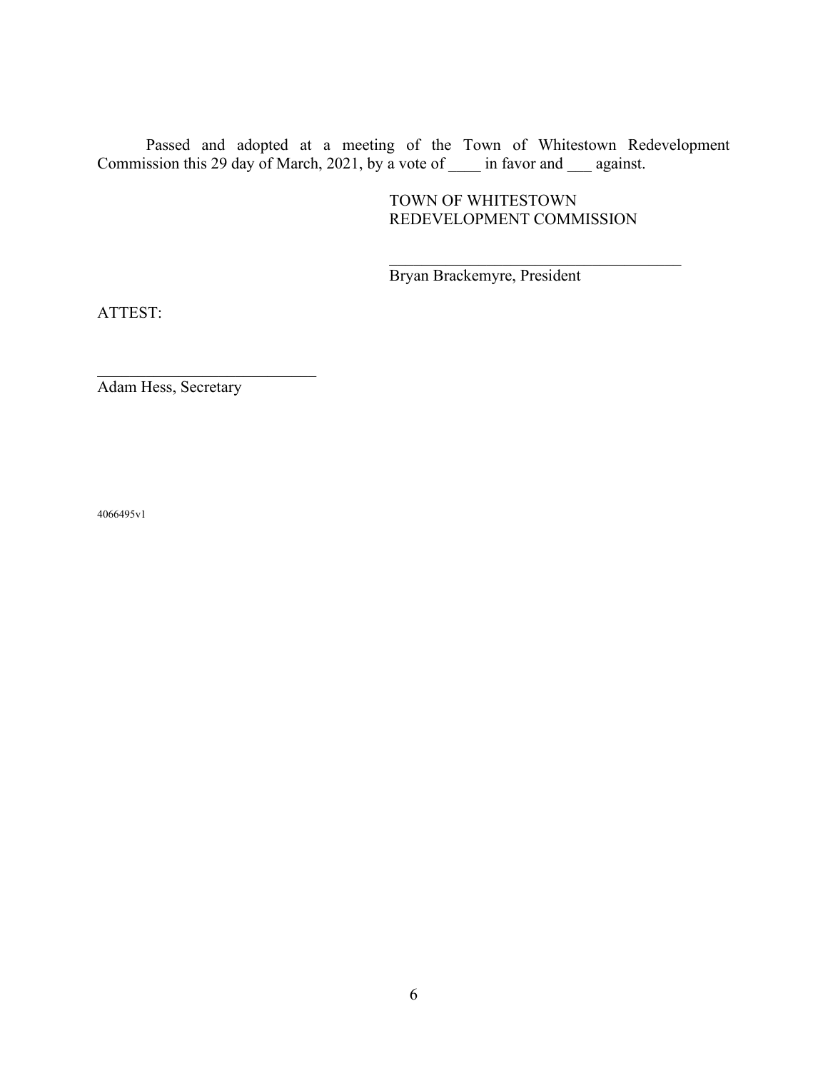Passed and adopted at a meeting of the Town of Whitestown Redevelopment Commission this 29 day of March, 2021, by a vote of ____ in favor and ___ against.

TOWN OF WHITESTOWN
REDEVELOPMENT COMMISSION

_____________________________________
Bryan Brackemyre, President

ATTEST:

___________________________
Adam Hess, Secretary

4066495v1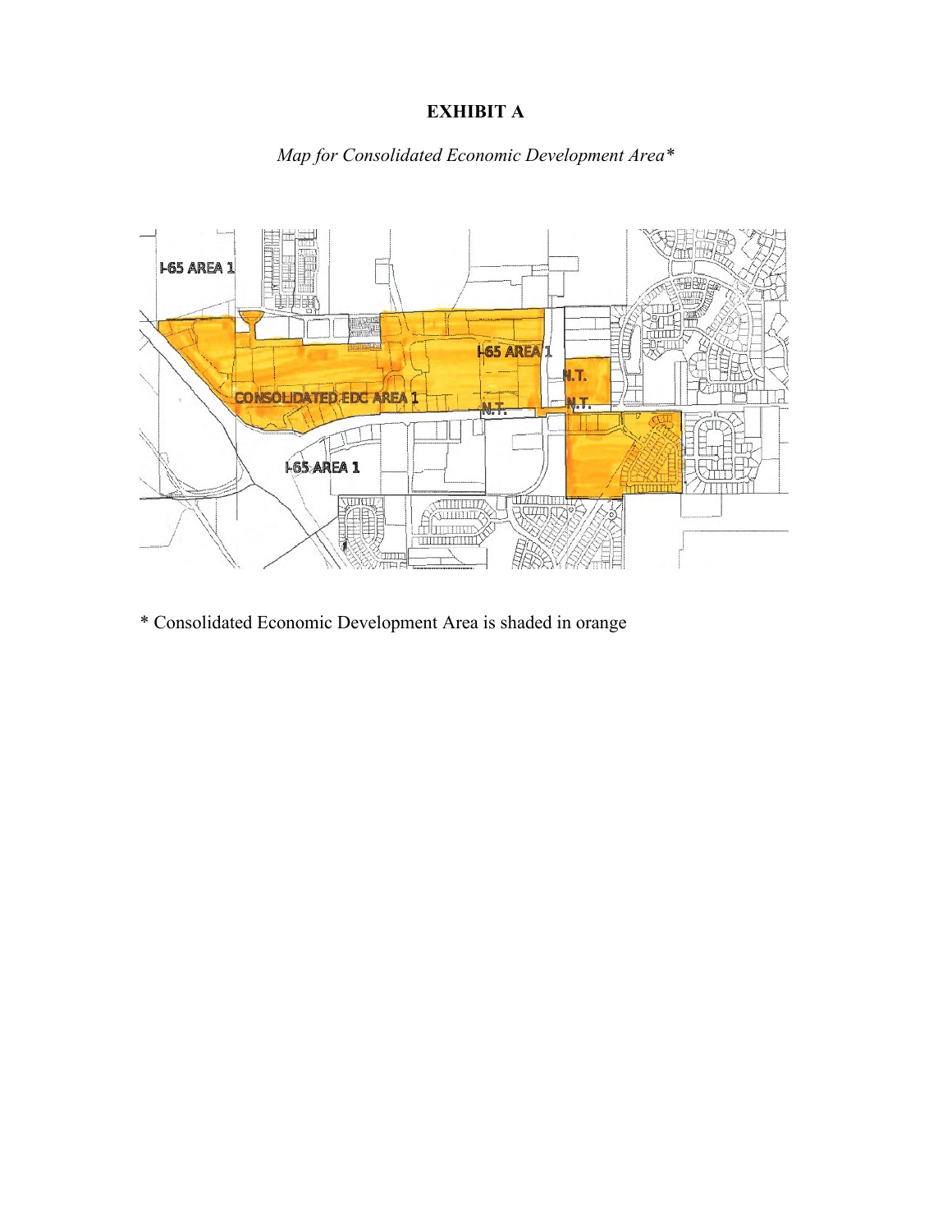# EXHIBIT A

*Map for Consolidated Economic Development Area**

I-65 AREA 1

I-65 AREA 1

CONSOLIDATED EDC AREA 1

N.T.

N.T.

N.T.

I-65 AREA 1

* Consolidated Economic Development Area is shaded in orange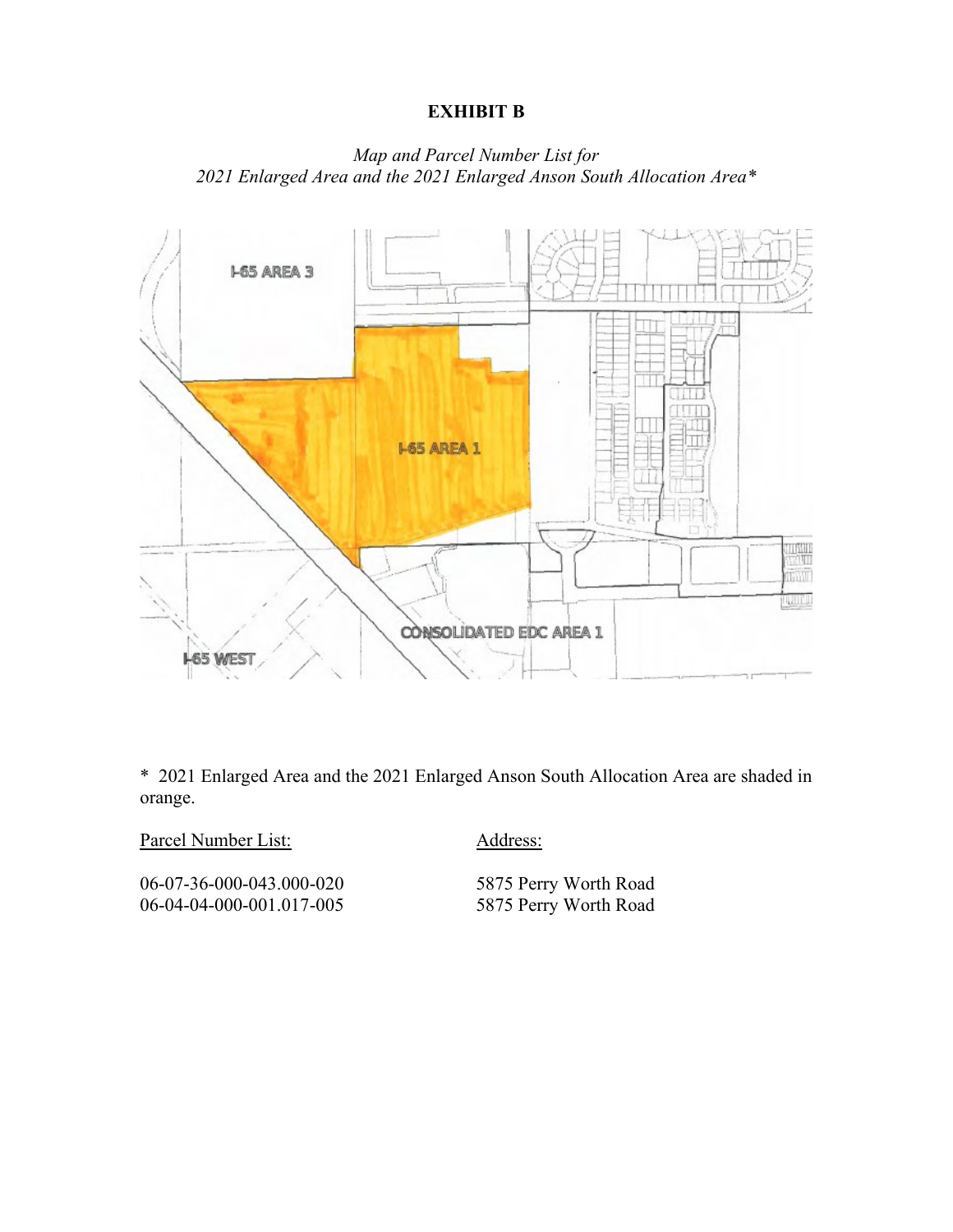# EXHIBIT B

*Map and Parcel Number List for*
*2021 Enlarged Area and the 2021 Enlarged Anson South Allocation Area**

I-65 AREA 3

I-65 AREA 1

CONSOLIDATED EDC AREA 1

I-65 WEST

\* 2021 Enlarged Area and the 2021 Enlarged Anson South Allocation Area are shaded in orange.

| Parcel Number List: | Address: |
|---|---|
| 06-07-36-000-043.000-020 | 5875 Perry Worth Road |
| 06-04-04-000-001.017-005 | 5875 Perry Worth Road |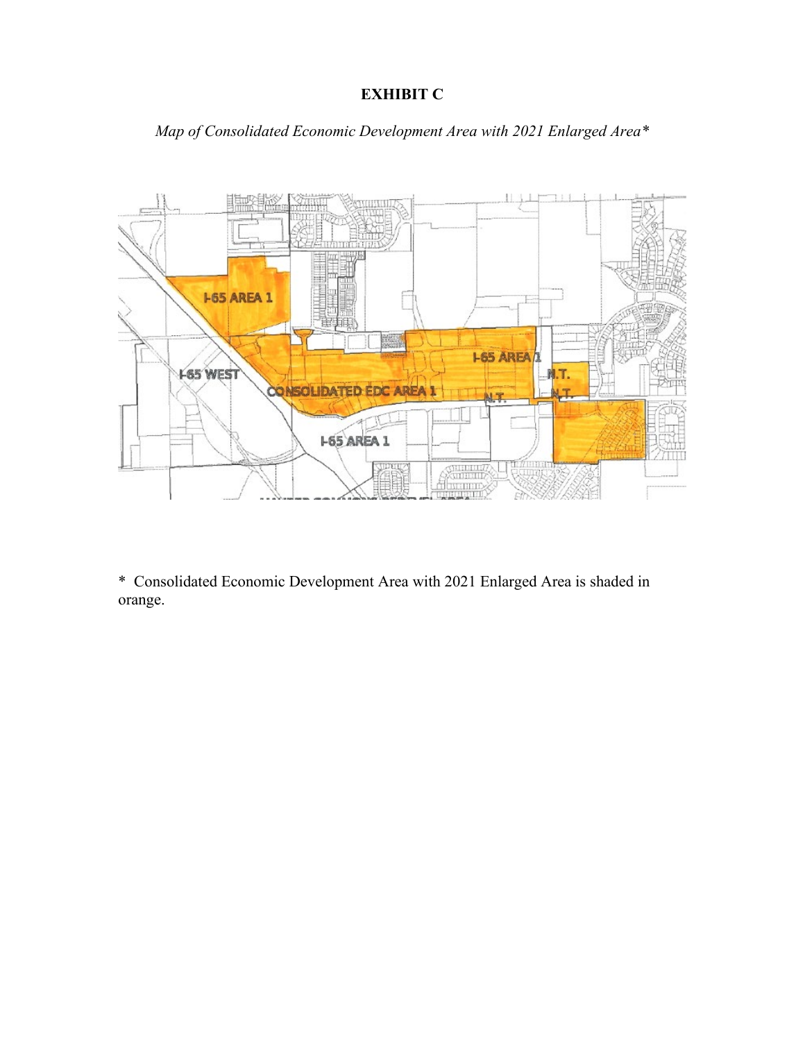# EXHIBIT C

*Map of Consolidated Economic Development Area with 2021 Enlarged Area**

I-65 AREA 1

I-65 WEST

CONSOLIDATED EDC AREA 1

I-65 AREA 1

N.T.

N.T.

N.T.

I-65 AREA 1

\* Consolidated Economic Development Area with 2021 Enlarged Area is shaded in orange.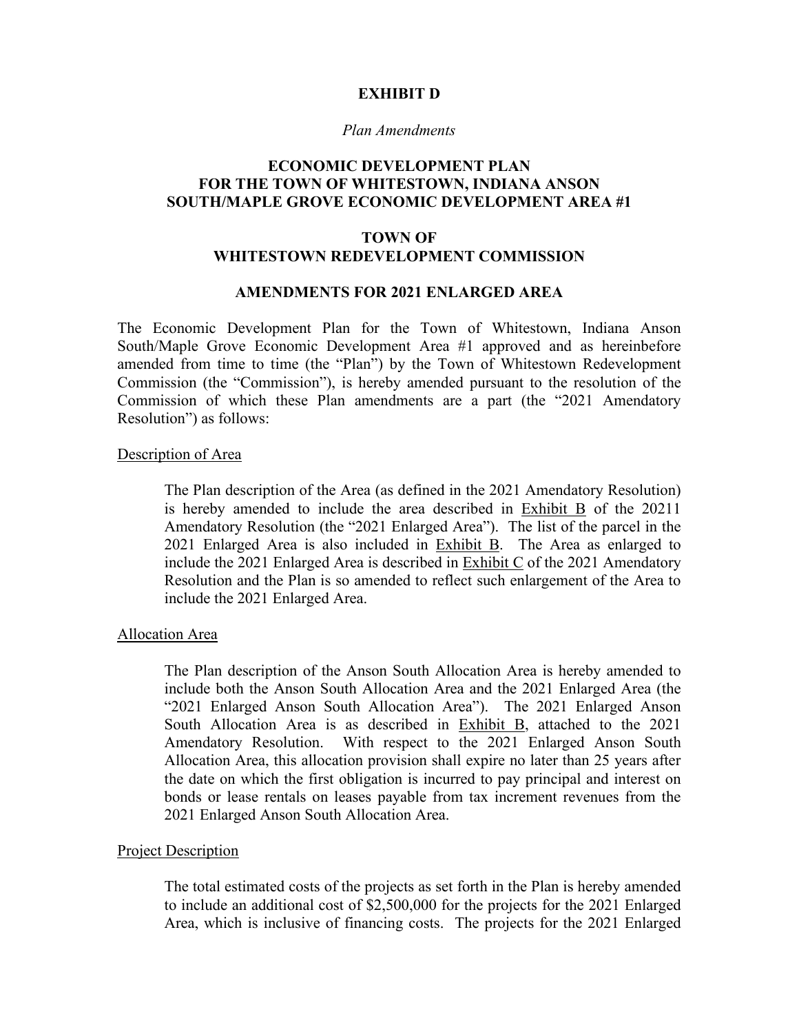**EXHIBIT D**

*Plan Amendments*

**ECONOMIC DEVELOPMENT PLAN FOR THE TOWN OF WHITESTOWN, INDIANA ANSON SOUTH/MAPLE GROVE ECONOMIC DEVELOPMENT AREA #1**

**TOWN OF WHITESTOWN REDEVELOPMENT COMMISSION**

**AMENDMENTS FOR 2021 ENLARGED AREA**

The Economic Development Plan for the Town of Whitestown, Indiana Anson South/Maple Grove Economic Development Area #1 approved and as hereinbefore amended from time to time (the "Plan") by the Town of Whitestown Redevelopment Commission (the "Commission"), is hereby amended pursuant to the resolution of the Commission of which these Plan amendments are a part (the "2021 Amendatory Resolution") as follows:

Description of Area

> The Plan description of the Area (as defined in the 2021 Amendatory Resolution) is hereby amended to include the area described in Exhibit B of the 20211 Amendatory Resolution (the "2021 Enlarged Area"). The list of the parcel in the 2021 Enlarged Area is also included in Exhibit B. The Area as enlarged to include the 2021 Enlarged Area is described in Exhibit C of the 2021 Amendatory Resolution and the Plan is so amended to reflect such enlargement of the Area to include the 2021 Enlarged Area.

Allocation Area

> The Plan description of the Anson South Allocation Area is hereby amended to include both the Anson South Allocation Area and the 2021 Enlarged Area (the "2021 Enlarged Anson South Allocation Area"). The 2021 Enlarged Anson South Allocation Area is as described in Exhibit B, attached to the 2021 Amendatory Resolution. With respect to the 2021 Enlarged Anson South Allocation Area, this allocation provision shall expire no later than 25 years after the date on which the first obligation is incurred to pay principal and interest on bonds or lease rentals on leases payable from tax increment revenues from the 2021 Enlarged Anson South Allocation Area.

Project Description

> The total estimated costs of the projects as set forth in the Plan is hereby amended to include an additional cost of $2,500,000 for the projects for the 2021 Enlarged Area, which is inclusive of financing costs. The projects for the 2021 Enlarged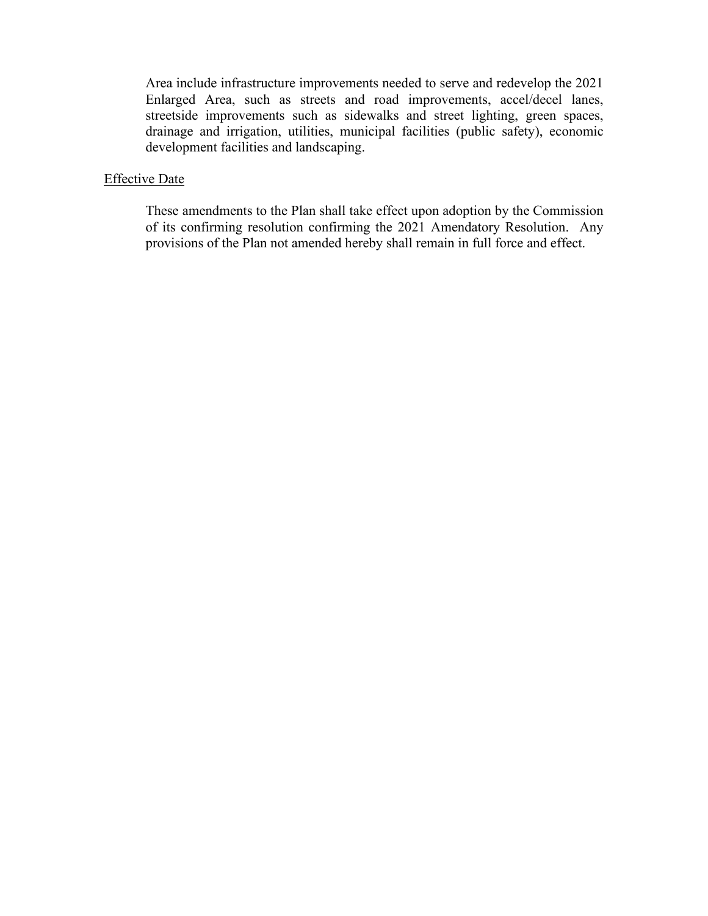Area include infrastructure improvements needed to serve and redevelop the 2021 Enlarged Area, such as streets and road improvements, accel/decel lanes, streetside improvements such as sidewalks and street lighting, green spaces, drainage and irrigation, utilities, municipal facilities (public safety), economic development facilities and landscaping.

<u>Effective Date</u>

These amendments to the Plan shall take effect upon adoption by the Commission of its confirming resolution confirming the 2021 Amendatory Resolution. Any provisions of the Plan not amended hereby shall remain in full force and effect.